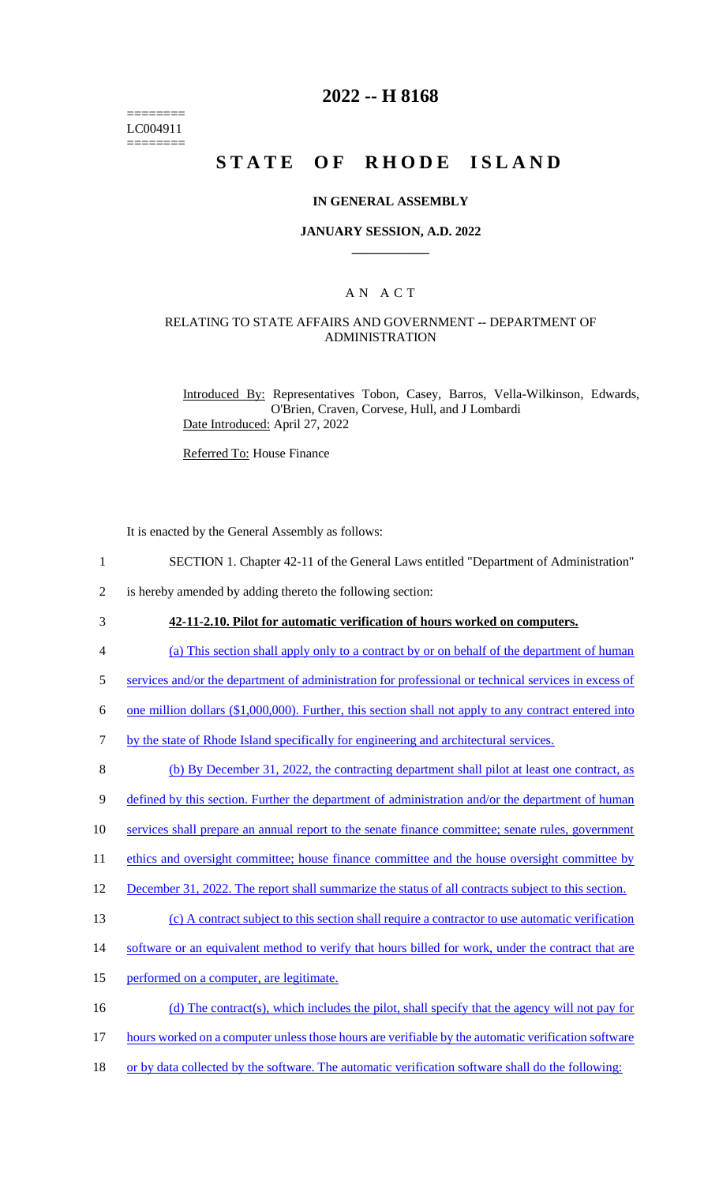========
LC004911
========

# 2022 -- H 8168

# STATE OF RHODE ISLAND

## IN GENERAL ASSEMBLY

### JANUARY SESSION, A.D. 2022

### A N A C T

### RELATING TO STATE AFFAIRS AND GOVERNMENT -- DEPARTMENT OF ADMINISTRATION

Introduced By: Representatives Tobon, Casey, Barros, Vella-Wilkinson, Edwards, O'Brien, Craven, Corvese, Hull, and J Lombardi

Date Introduced: April 27, 2022

Referred To: House Finance

It is enacted by the General Assembly as follows:

1 SECTION 1. Chapter 42-11 of the General Laws entitled "Department of Administration"
2 is hereby amended by adding thereto the following section:

3 **42-11-2.10. Pilot for automatic verification of hours worked on computers.**

4 (a) This section shall apply only to a contract by or on behalf of the department of human
5 services and/or the department of administration for professional or technical services in excess of
6 one million dollars ($1,000,000). Further, this section shall not apply to any contract entered into
7 by the state of Rhode Island specifically for engineering and architectural services.

8 (b) By December 31, 2022, the contracting department shall pilot at least one contract, as
9 defined by this section. Further the department of administration and/or the department of human
10 services shall prepare an annual report to the senate finance committee; senate rules, government
11 ethics and oversight committee; house finance committee and the house oversight committee by
12 December 31, 2022. The report shall summarize the status of all contracts subject to this section.

13 (c) A contract subject to this section shall require a contractor to use automatic verification
14 software or an equivalent method to verify that hours billed for work, under the contract that are
15 performed on a computer, are legitimate.

16 (d) The contract(s), which includes the pilot, shall specify that the agency will not pay for
17 hours worked on a computer unless those hours are verifiable by the automatic verification software
18 or by data collected by the software. The automatic verification software shall do the following: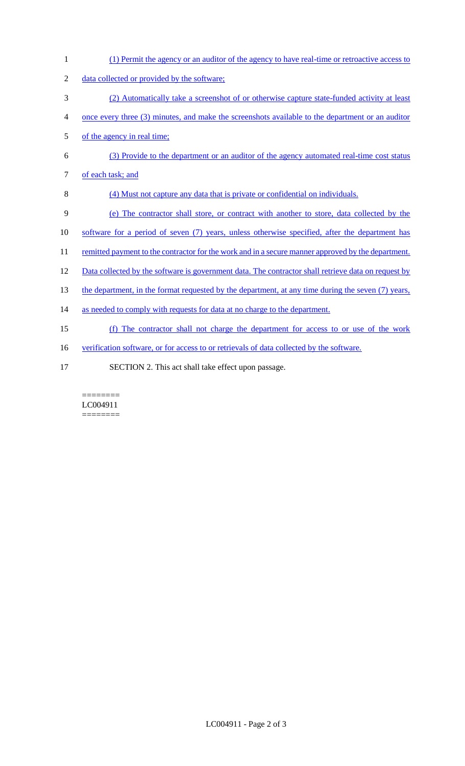(1) Permit the agency or an auditor of the agency to have real-time or retroactive access to data collected or provided by the software;

(2) Automatically take a screenshot of or otherwise capture state-funded activity at least once every three (3) minutes, and make the screenshots available to the department or an auditor of the agency in real time;

(3) Provide to the department or an auditor of the agency automated real-time cost status of each task; and

(4) Must not capture any data that is private or confidential on individuals.

(e) The contractor shall store, or contract with another to store, data collected by the software for a period of seven (7) years, unless otherwise specified, after the department has remitted payment to the contractor for the work and in a secure manner approved by the department. Data collected by the software is government data. The contractor shall retrieve data on request by the department, in the format requested by the department, at any time during the seven (7) years, as needed to comply with requests for data at no charge to the department.

(f) The contractor shall not charge the department for access to or use of the work verification software, or for access to or retrievals of data collected by the software.

SECTION 2. This act shall take effect upon passage.

========
LC004911
========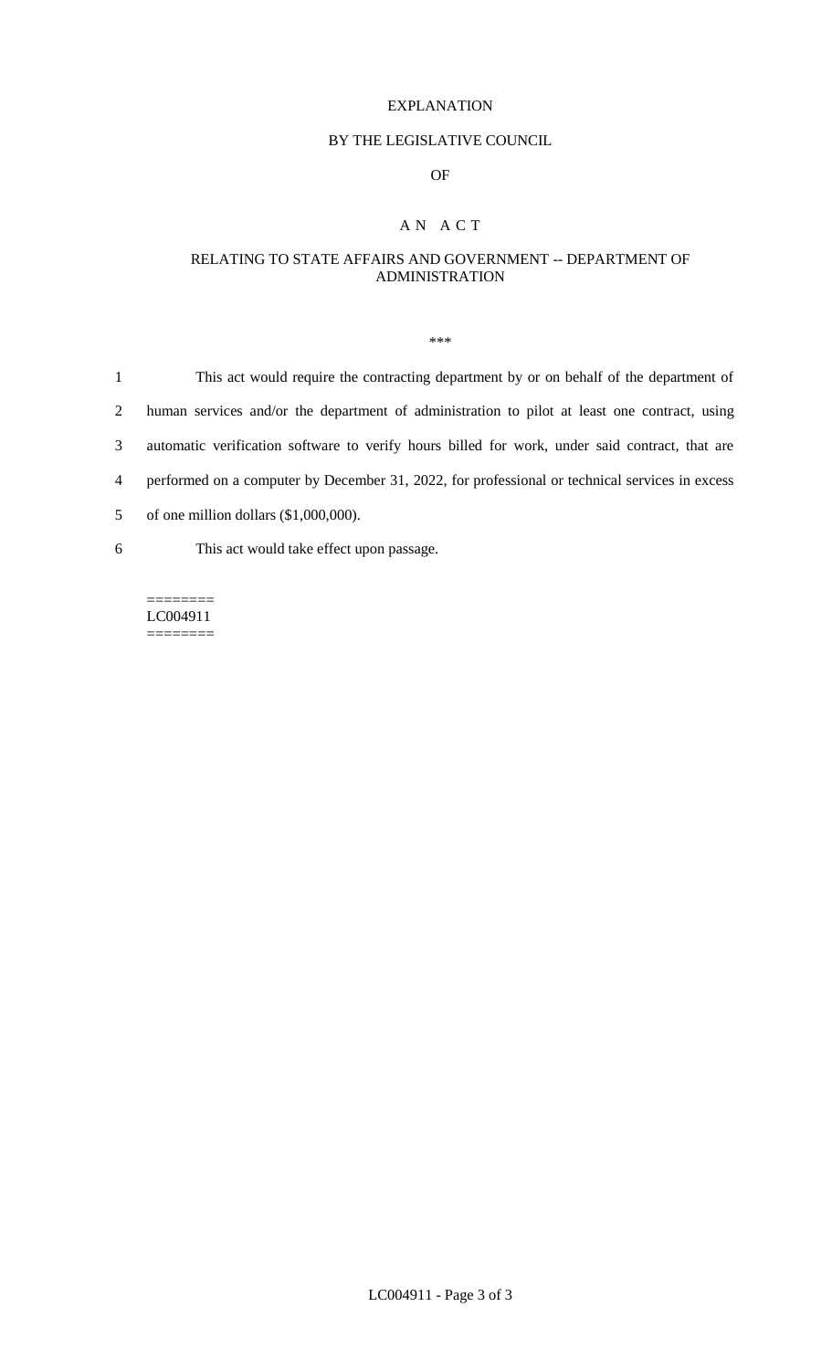EXPLANATION

BY THE LEGISLATIVE COUNCIL

OF

# A N A C T

RELATING TO STATE AFFAIRS AND GOVERNMENT -- DEPARTMENT OF ADMINISTRATION

\*\*\*

1 This act would require the contracting department by or on behalf of the department of
2 human services and/or the department of administration to pilot at least one contract, using
3 automatic verification software to verify hours billed for work, under said contract, that are
4 performed on a computer by December 31, 2022, for professional or technical services in excess
5 of one million dollars ($1,000,000).

6 This act would take effect upon passage.

========
LC004911
========